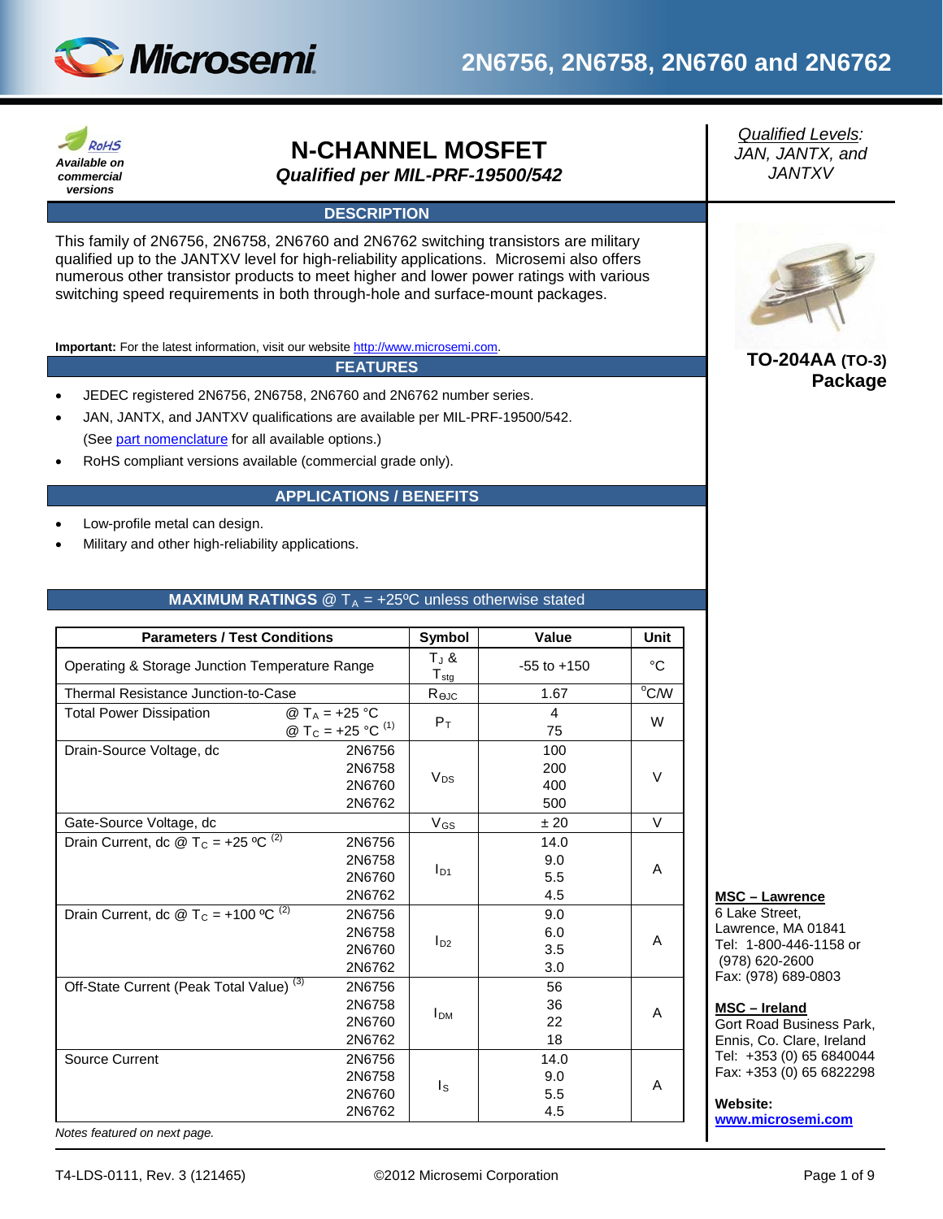# 2N6756, 2N6758, 2N6760 and 2N6762

RoHS
*Available on commercial versions*

## N-CHANNEL MOSFET

***Qualified per MIL-PRF-19500/542***

*Qualified Levels:*
*JAN, JANTX, and JANTXV*

## DESCRIPTION

This family of 2N6756, 2N6758, 2N6760 and 2N6762 switching transistors are military qualified up to the JANTXV level for high-reliability applications. Microsemi also offers numerous other transistor products to meet higher and lower power ratings with various switching speed requirements in both through-hole and surface-mount packages.

**Important:** For the latest information, visit our website http://www.microsemi.com.

**TO-204AA (TO-3) Package**

## FEATURES

- JEDEC registered 2N6756, 2N6758, 2N6760 and 2N6762 number series.
- JAN, JANTX, and JANTXV qualifications are available per MIL-PRF-19500/542. (See part nomenclature for all available options.)
- RoHS compliant versions available (commercial grade only).

## APPLICATIONS / BENEFITS

- Low-profile metal can design.
- Military and other high-reliability applications.

## MAXIMUM RATINGS @ $T_A$ = +25ºC unless otherwise stated

| Parameters / Test Conditions | | Symbol | Value | Unit |
|---|---|---|---|---|
| Operating & Storage Junction Temperature Range | | $T_J$ & $T_{stg}$ | -55 to +150 | °C |
| Thermal Resistance Junction-to-Case | | $R_{\Theta JC}$ | 1.67 | °C/W |
| Total Power Dissipation | @ $T_A$ = +25 °C<br>@ $T_C$ = +25 °C (1) | $P_T$ | 4<br>75 | W |
| Drain-Source Voltage, dc | 2N6756<br>2N6758<br>2N6760<br>2N6762 | $V_{DS}$ | 100<br>200<br>400<br>500 | V |
| Gate-Source Voltage, dc | | $V_{GS}$ | ± 20 | V |
| Drain Current, dc @ $T_C$ = +25 ºC (2) | 2N6756<br>2N6758<br>2N6760<br>2N6762 | $I_{D1}$ | 14.0<br>9.0<br>5.5<br>4.5 | A |
| Drain Current, dc @ $T_C$ = +100 ºC (2) | 2N6756<br>2N6758<br>2N6760<br>2N6762 | $I_{D2}$ | 9.0<br>6.0<br>3.5<br>3.0 | A |
| Off-State Current (Peak Total Value) (3) | 2N6756<br>2N6758<br>2N6760<br>2N6762 | $I_{DM}$ | 56<br>36<br>22<br>18 | A |
| Source Current | 2N6756<br>2N6758<br>2N6760<br>2N6762 | $I_S$ | 14.0<br>9.0<br>5.5<br>4.5 | A |

*Notes featured on next page.*

**MSC – Lawrence**
6 Lake Street,
Lawrence, MA 01841
Tel: 1-800-446-1158 or
(978) 620-2600
Fax: (978) 689-0803

**MSC – Ireland**
Gort Road Business Park,
Ennis, Co. Clare, Ireland
Tel: +353 (0) 65 6840044
Fax: +353 (0) 65 6822298

**Website:**
**www.microsemi.com**

T4-LDS-0111, Rev. 3 (121465) ©2012 Microsemi Corporation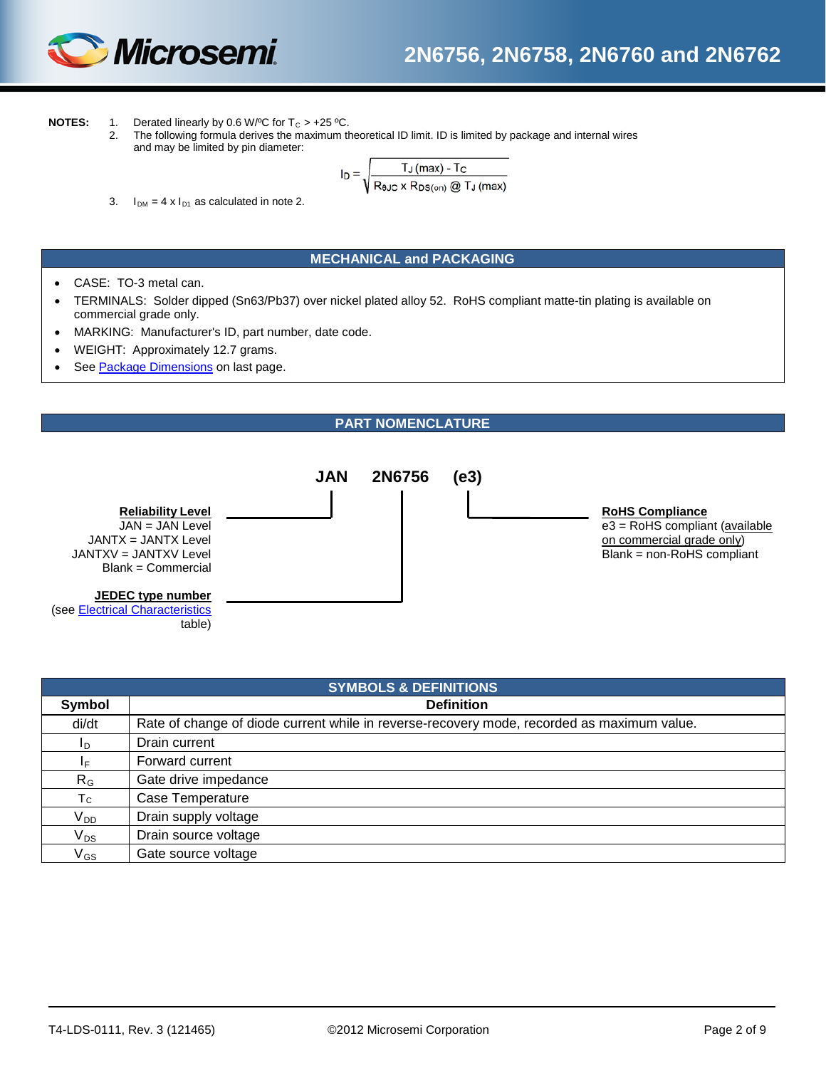**NOTES:**

1. Derated linearly by 0.6 W/ºC for $T_C$ > +25 ºC.
2. The following formula derives the maximum theoretical ID limit. ID is limited by package and internal wires and may be limited by pin diameter:

$$I_D = \sqrt{\frac{T_J\,(max) - T_C}{R_{\theta JC} \times R_{DS(on)}\ @\ T_J\,(max)}}$$

3. $I_{DM} = 4 \times I_{D1}$ as calculated in note 2.

## MECHANICAL and PACKAGING

- CASE: TO-3 metal can.
- TERMINALS: Solder dipped (Sn63/Pb37) over nickel plated alloy 52. RoHS compliant matte-tin plating is available on commercial grade only.
- MARKING: Manufacturer's ID, part number, date code.
- WEIGHT: Approximately 12.7 grams.
- See Package Dimensions on last page.

## PART NOMENCLATURE

**JAN 2N6756 (e3)**

**Reliability Level**
JAN = JAN Level
JANTX = JANTX Level
JANTXV = JANTXV Level
Blank = Commercial

**JEDEC type number**
(see Electrical Characteristics table)

**RoHS Compliance**
e3 = RoHS compliant (available on commercial grade only)
Blank = non-RoHS compliant

## SYMBOLS & DEFINITIONS

| Symbol | Definition |
|---|---|
| di/dt | Rate of change of diode current while in reverse-recovery mode, recorded as maximum value. |
| $I_D$ | Drain current |
| $I_F$ | Forward current |
| $R_G$ | Gate drive impedance |
| $T_C$ | Case Temperature |
| $V_{DD}$ | Drain supply voltage |
| $V_{DS}$ | Drain source voltage |
| $V_{GS}$ | Gate source voltage |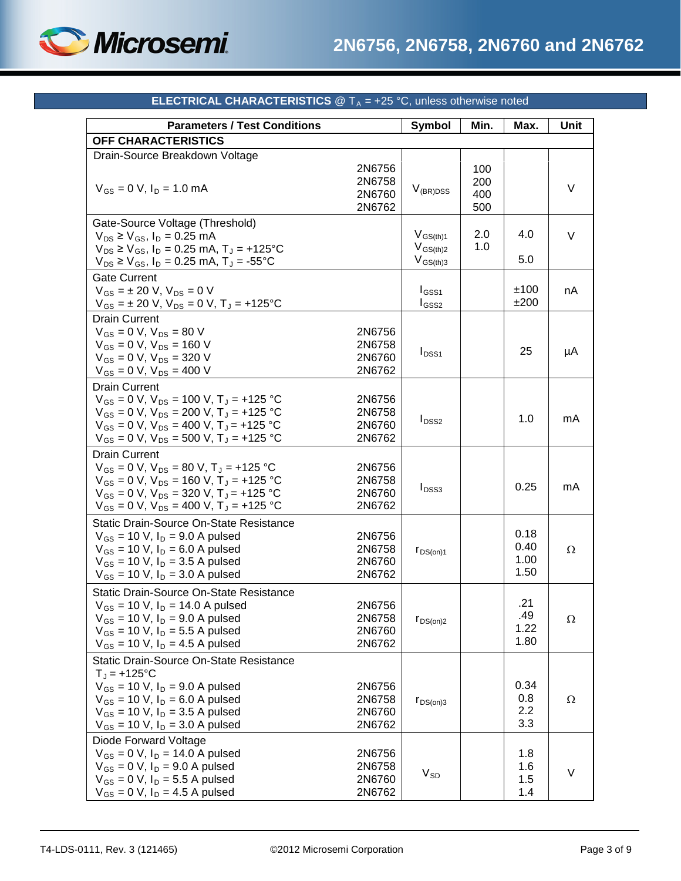## ELECTRICAL CHARACTERISTICS @ $T_A$ = +25 °C, unless otherwise noted

| Parameters / Test Conditions | | Symbol | Min. | Max. | Unit |
|---|---|---|---|---|---|
| **OFF CHARACTERISTICS** | | | | | |
| Drain-Source Breakdown Voltage<br>$V_{GS}$ = 0 V, $I_D$ = 1.0 mA | 2N6756<br>2N6758<br>2N6760<br>2N6762 | $V_{(BR)DSS}$ | 100<br>200<br>400<br>500 | | V |
| Gate-Source Voltage (Threshold)<br>$V_{DS} \geq V_{GS}$, $I_D$ = 0.25 mA<br>$V_{DS} \geq V_{GS}$, $I_D$ = 0.25 mA, $T_J$ = +125°C<br>$V_{DS} \geq V_{GS}$, $I_D$ = 0.25 mA, $T_J$ = -55°C | | $V_{GS(th)1}$<br>$V_{GS(th)2}$<br>$V_{GS(th)3}$ | 2.0<br>1.0<br> | 4.0<br> <br>5.0 | V |
| Gate Current<br>$V_{GS}$ = ± 20 V, $V_{DS}$ = 0 V<br>$V_{GS}$ = ± 20 V, $V_{DS}$ = 0 V, $T_J$ = +125°C | | $I_{GSS1}$<br>$I_{GSS2}$ | | ±100<br>±200 | nA |
| Drain Current<br>$V_{GS}$ = 0 V, $V_{DS}$ = 80 V<br>$V_{GS}$ = 0 V, $V_{DS}$ = 160 V<br>$V_{GS}$ = 0 V, $V_{DS}$ = 320 V<br>$V_{GS}$ = 0 V, $V_{DS}$ = 400 V | 2N6756<br>2N6758<br>2N6760<br>2N6762 | $I_{DSS1}$ | | 25 | µA |
| Drain Current<br>$V_{GS}$ = 0 V, $V_{DS}$ = 100 V, $T_J$ = +125 °C<br>$V_{GS}$ = 0 V, $V_{DS}$ = 200 V, $T_J$ = +125 °C<br>$V_{GS}$ = 0 V, $V_{DS}$ = 400 V, $T_J$ = +125 °C<br>$V_{GS}$ = 0 V, $V_{DS}$ = 500 V, $T_J$ = +125 °C | 2N6756<br>2N6758<br>2N6760<br>2N6762 | $I_{DSS2}$ | | 1.0 | mA |
| Drain Current<br>$V_{GS}$ = 0 V, $V_{DS}$ = 80 V, $T_J$ = +125 °C<br>$V_{GS}$ = 0 V, $V_{DS}$ = 160 V, $T_J$ = +125 °C<br>$V_{GS}$ = 0 V, $V_{DS}$ = 320 V, $T_J$ = +125 °C<br>$V_{GS}$ = 0 V, $V_{DS}$ = 400 V, $T_J$ = +125 °C | 2N6756<br>2N6758<br>2N6760<br>2N6762 | $I_{DSS3}$ | | 0.25 | mA |
| Static Drain-Source On-State Resistance<br>$V_{GS}$ = 10 V, $I_D$ = 9.0 A pulsed<br>$V_{GS}$ = 10 V, $I_D$ = 6.0 A pulsed<br>$V_{GS}$ = 10 V, $I_D$ = 3.5 A pulsed<br>$V_{GS}$ = 10 V, $I_D$ = 3.0 A pulsed | 2N6756<br>2N6758<br>2N6760<br>2N6762 | $r_{DS(on)1}$ | | 0.18<br>0.40<br>1.00<br>1.50 | Ω |
| Static Drain-Source On-State Resistance<br>$V_{GS}$ = 10 V, $I_D$ = 14.0 A pulsed<br>$V_{GS}$ = 10 V, $I_D$ = 9.0 A pulsed<br>$V_{GS}$ = 10 V, $I_D$ = 5.5 A pulsed<br>$V_{GS}$ = 10 V, $I_D$ = 4.5 A pulsed | 2N6756<br>2N6758<br>2N6760<br>2N6762 | $r_{DS(on)2}$ | | .21<br>.49<br>1.22<br>1.80 | Ω |
| Static Drain-Source On-State Resistance<br>$T_J$ = +125°C<br>$V_{GS}$ = 10 V, $I_D$ = 9.0 A pulsed<br>$V_{GS}$ = 10 V, $I_D$ = 6.0 A pulsed<br>$V_{GS}$ = 10 V, $I_D$ = 3.5 A pulsed<br>$V_{GS}$ = 10 V, $I_D$ = 3.0 A pulsed | 2N6756<br>2N6758<br>2N6760<br>2N6762 | $r_{DS(on)3}$ | | 0.34<br>0.8<br>2.2<br>3.3 | Ω |
| Diode Forward Voltage<br>$V_{GS}$ = 0 V, $I_D$ = 14.0 A pulsed<br>$V_{GS}$ = 0 V, $I_D$ = 9.0 A pulsed<br>$V_{GS}$ = 0 V, $I_D$ = 5.5 A pulsed<br>$V_{GS}$ = 0 V, $I_D$ = 4.5 A pulsed | 2N6756<br>2N6758<br>2N6760<br>2N6762 | $V_{SD}$ | | 1.8<br>1.6<br>1.5<br>1.4 | V |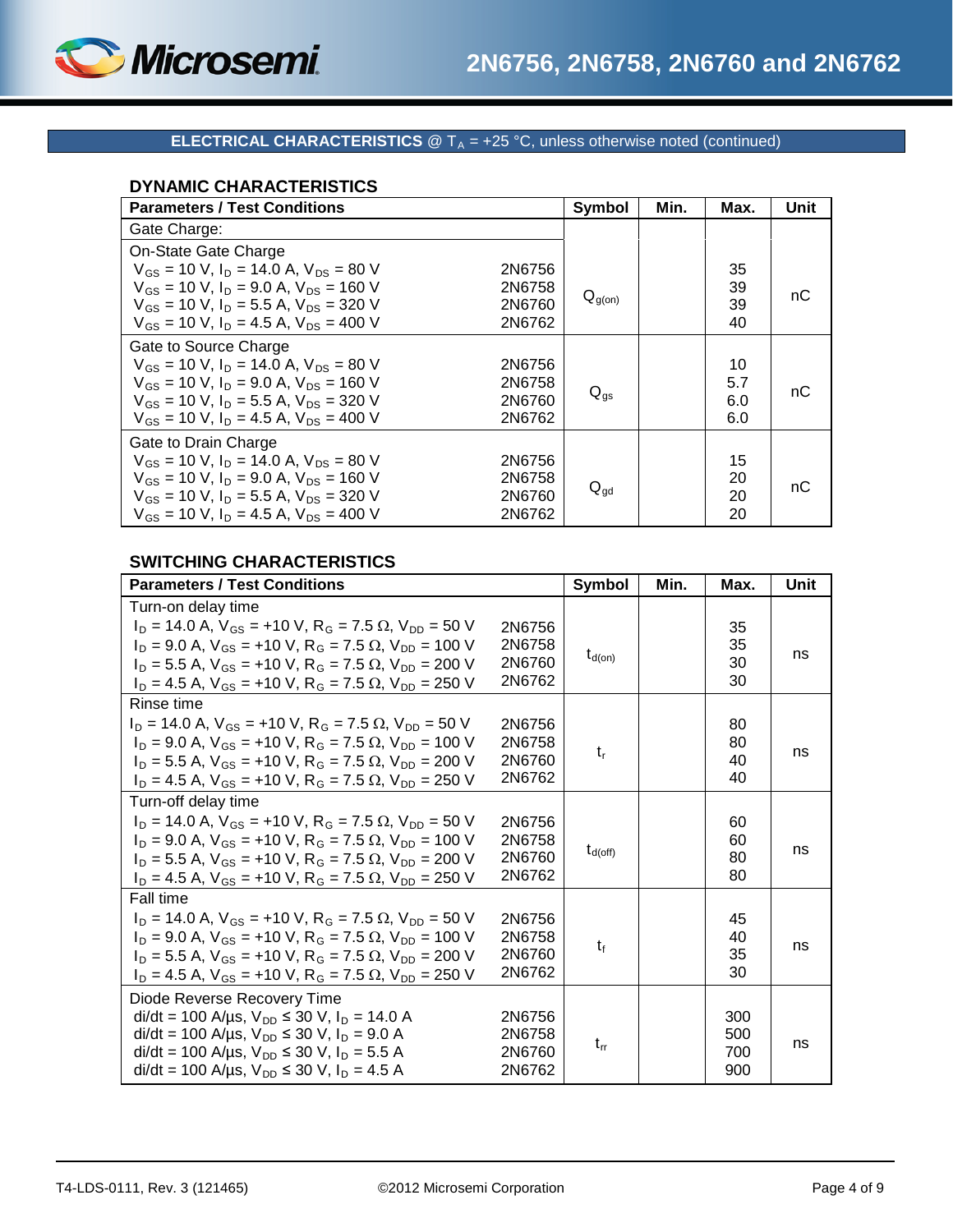**ELECTRICAL CHARACTERISTICS** @ $T_A$ = +25 °C, unless otherwise noted (continued)

### DYNAMIC CHARACTERISTICS

| Parameters / Test Conditions | | Symbol | Min. | Max. | Unit |
|---|---|---|---|---|---|
| Gate Charge: | | | | | |
| On-State Gate Charge | | | | | |
| $V_{GS}$ = 10 V, $I_D$ = 14.0 A, $V_{DS}$ = 80 V | 2N6756 | $Q_{g(on)}$ | | 35 | nC |
| $V_{GS}$ = 10 V, $I_D$ = 9.0 A, $V_{DS}$ = 160 V | 2N6758 | | | 39 | |
| $V_{GS}$ = 10 V, $I_D$ = 5.5 A, $V_{DS}$ = 320 V | 2N6760 | | | 39 | |
| $V_{GS}$ = 10 V, $I_D$ = 4.5 A, $V_{DS}$ = 400 V | 2N6762 | | | 40 | |
| Gate to Source Charge | | | | | |
| $V_{GS}$ = 10 V, $I_D$ = 14.0 A, $V_{DS}$ = 80 V | 2N6756 | $Q_{gs}$ | | 10 | nC |
| $V_{GS}$ = 10 V, $I_D$ = 9.0 A, $V_{DS}$ = 160 V | 2N6758 | | | 5.7 | |
| $V_{GS}$ = 10 V, $I_D$ = 5.5 A, $V_{DS}$ = 320 V | 2N6760 | | | 6.0 | |
| $V_{GS}$ = 10 V, $I_D$ = 4.5 A, $V_{DS}$ = 400 V | 2N6762 | | | 6.0 | |
| Gate to Drain Charge | | | | | |
| $V_{GS}$ = 10 V, $I_D$ = 14.0 A, $V_{DS}$ = 80 V | 2N6756 | $Q_{gd}$ | | 15 | nC |
| $V_{GS}$ = 10 V, $I_D$ = 9.0 A, $V_{DS}$ = 160 V | 2N6758 | | | 20 | |
| $V_{GS}$ = 10 V, $I_D$ = 5.5 A, $V_{DS}$ = 320 V | 2N6760 | | | 20 | |
| $V_{GS}$ = 10 V, $I_D$ = 4.5 A, $V_{DS}$ = 400 V | 2N6762 | | | 20 | |

### SWITCHING CHARACTERISTICS

| Parameters / Test Conditions | | Symbol | Min. | Max. | Unit |
|---|---|---|---|---|---|
| Turn-on delay time | | | | | |
| $I_D$ = 14.0 A, $V_{GS}$ = +10 V, $R_G$ = 7.5 Ω, $V_{DD}$ = 50 V | 2N6756 | $t_{d(on)}$ | | 35 | ns |
| $I_D$ = 9.0 A, $V_{GS}$ = +10 V, $R_G$ = 7.5 Ω, $V_{DD}$ = 100 V | 2N6758 | | | 35 | |
| $I_D$ = 5.5 A, $V_{GS}$ = +10 V, $R_G$ = 7.5 Ω, $V_{DD}$ = 200 V | 2N6760 | | | 30 | |
| $I_D$ = 4.5 A, $V_{GS}$ = +10 V, $R_G$ = 7.5 Ω, $V_{DD}$ = 250 V | 2N6762 | | | 30 | |
| Rinse time | | | | | |
| $I_D$ = 14.0 A, $V_{GS}$ = +10 V, $R_G$ = 7.5 Ω, $V_{DD}$ = 50 V | 2N6756 | $t_r$ | | 80 | ns |
| $I_D$ = 9.0 A, $V_{GS}$ = +10 V, $R_G$ = 7.5 Ω, $V_{DD}$ = 100 V | 2N6758 | | | 80 | |
| $I_D$ = 5.5 A, $V_{GS}$ = +10 V, $R_G$ = 7.5 Ω, $V_{DD}$ = 200 V | 2N6760 | | | 40 | |
| $I_D$ = 4.5 A, $V_{GS}$ = +10 V, $R_G$ = 7.5 Ω, $V_{DD}$ = 250 V | 2N6762 | | | 40 | |
| Turn-off delay time | | | | | |
| $I_D$ = 14.0 A, $V_{GS}$ = +10 V, $R_G$ = 7.5 Ω, $V_{DD}$ = 50 V | 2N6756 | $t_{d(off)}$ | | 60 | ns |
| $I_D$ = 9.0 A, $V_{GS}$ = +10 V, $R_G$ = 7.5 Ω, $V_{DD}$ = 100 V | 2N6758 | | | 60 | |
| $I_D$ = 5.5 A, $V_{GS}$ = +10 V, $R_G$ = 7.5 Ω, $V_{DD}$ = 200 V | 2N6760 | | | 80 | |
| $I_D$ = 4.5 A, $V_{GS}$ = +10 V, $R_G$ = 7.5 Ω, $V_{DD}$ = 250 V | 2N6762 | | | 80 | |
| Fall time | | | | | |
| $I_D$ = 14.0 A, $V_{GS}$ = +10 V, $R_G$ = 7.5 Ω, $V_{DD}$ = 50 V | 2N6756 | $t_f$ | | 45 | ns |
| $I_D$ = 9.0 A, $V_{GS}$ = +10 V, $R_G$ = 7.5 Ω, $V_{DD}$ = 100 V | 2N6758 | | | 40 | |
| $I_D$ = 5.5 A, $V_{GS}$ = +10 V, $R_G$ = 7.5 Ω, $V_{DD}$ = 200 V | 2N6760 | | | 35 | |
| $I_D$ = 4.5 A, $V_{GS}$ = +10 V, $R_G$ = 7.5 Ω, $V_{DD}$ = 250 V | 2N6762 | | | 30 | |
| Diode Reverse Recovery Time | | | | | |
| di/dt = 100 A/µs, $V_{DD}$ ≤ 30 V, $I_D$ = 14.0 A | 2N6756 | $t_{rr}$ | | 300 | ns |
| di/dt = 100 A/µs, $V_{DD}$ ≤ 30 V, $I_D$ = 9.0 A | 2N6758 | | | 500 | |
| di/dt = 100 A/µs, $V_{DD}$ ≤ 30 V, $I_D$ = 5.5 A | 2N6760 | | | 700 | |
| di/dt = 100 A/µs, $V_{DD}$ ≤ 30 V, $I_D$ = 4.5 A | 2N6762 | | | 900 | |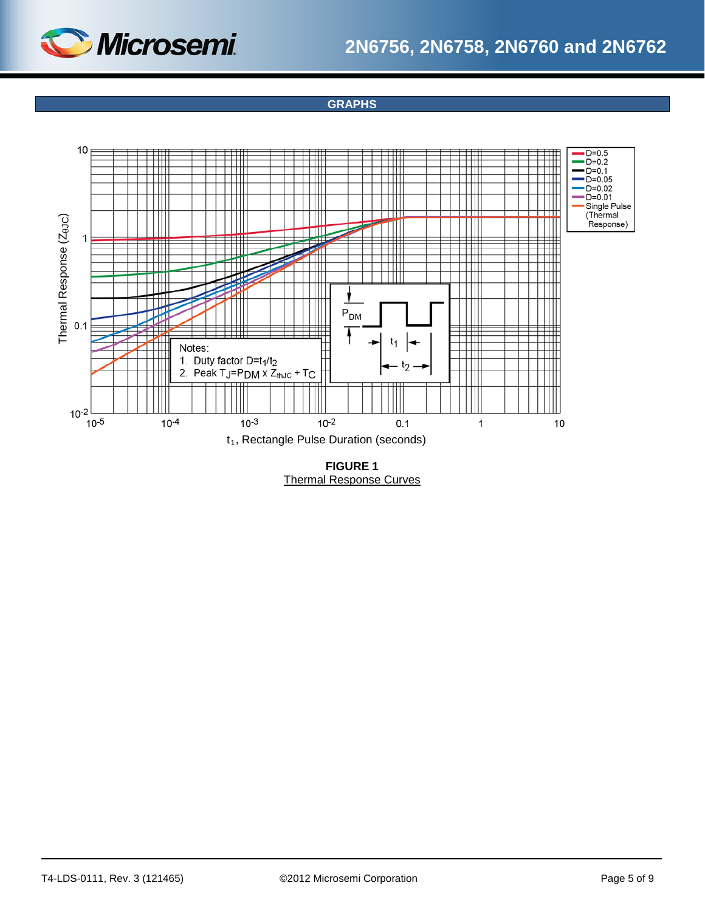## GRAPHS

Notes:
1. Duty factor $D=t_1/t_2$
2. Peak $T_J=P_{DM} \times Z_{thJC} + T_C$

**FIGURE 1**
Thermal Response Curves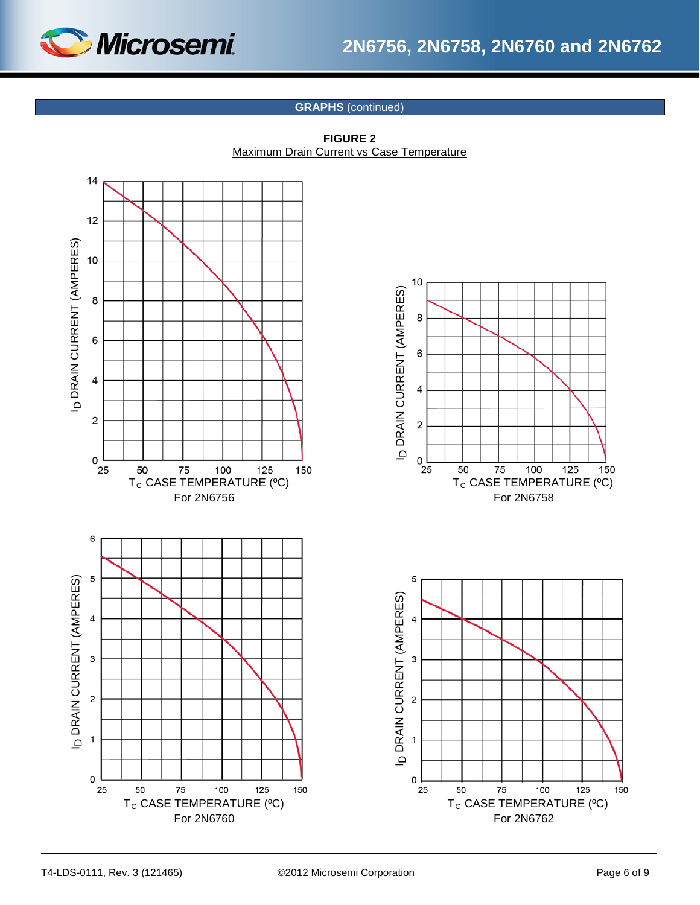## GRAPHS (continued)

**FIGURE 2**

Maximum Drain Current vs Case Temperature

$I_D$ DRAIN CURRENT (AMPERES) vs $T_C$ CASE TEMPERATURE (ºC)

For 2N6756

$I_D$ DRAIN CURRENT (AMPERES) vs $T_C$ CASE TEMPERATURE (ºC)

For 2N6758

$I_D$ DRAIN CURRENT (AMPERES) vs $T_C$ CASE TEMPERATURE (ºC)

For 2N6760

$I_D$ DRAIN CURRENT (AMPERES) vs $T_C$ CASE TEMPERATURE (ºC)

For 2N6762

T4-LDS-0111, Rev. 3 (121465) ©2012 Microsemi Corporation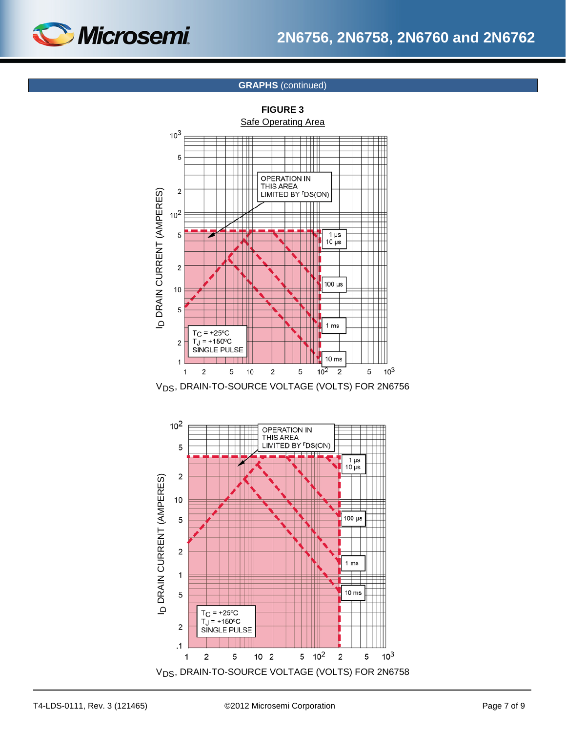## GRAPHS (continued)

**FIGURE 3**

Safe Operating Area

OPERATION IN THIS AREA LIMITED BY $r_{DS(ON)}$

$T_C$ = +25°C
$T_J$ = +150°C
SINGLE PULSE

1 µs
10 µs
100 µs
1 ms
10 ms

$I_D$ DRAIN CURRENT (AMPERES)

$V_{DS}$, DRAIN-TO-SOURCE VOLTAGE (VOLTS) FOR 2N6756

OPERATION IN THIS AREA LIMITED BY $r_{DS(ON)}$

$T_C$ = +25°C
$T_J$ = +150°C
SINGLE PULSE

1 µs
10 µs
100 µs
1 ms
10 ms

$I_D$ DRAIN CURRENT (AMPERES)

$V_{DS}$, DRAIN-TO-SOURCE VOLTAGE (VOLTS) FOR 2N6758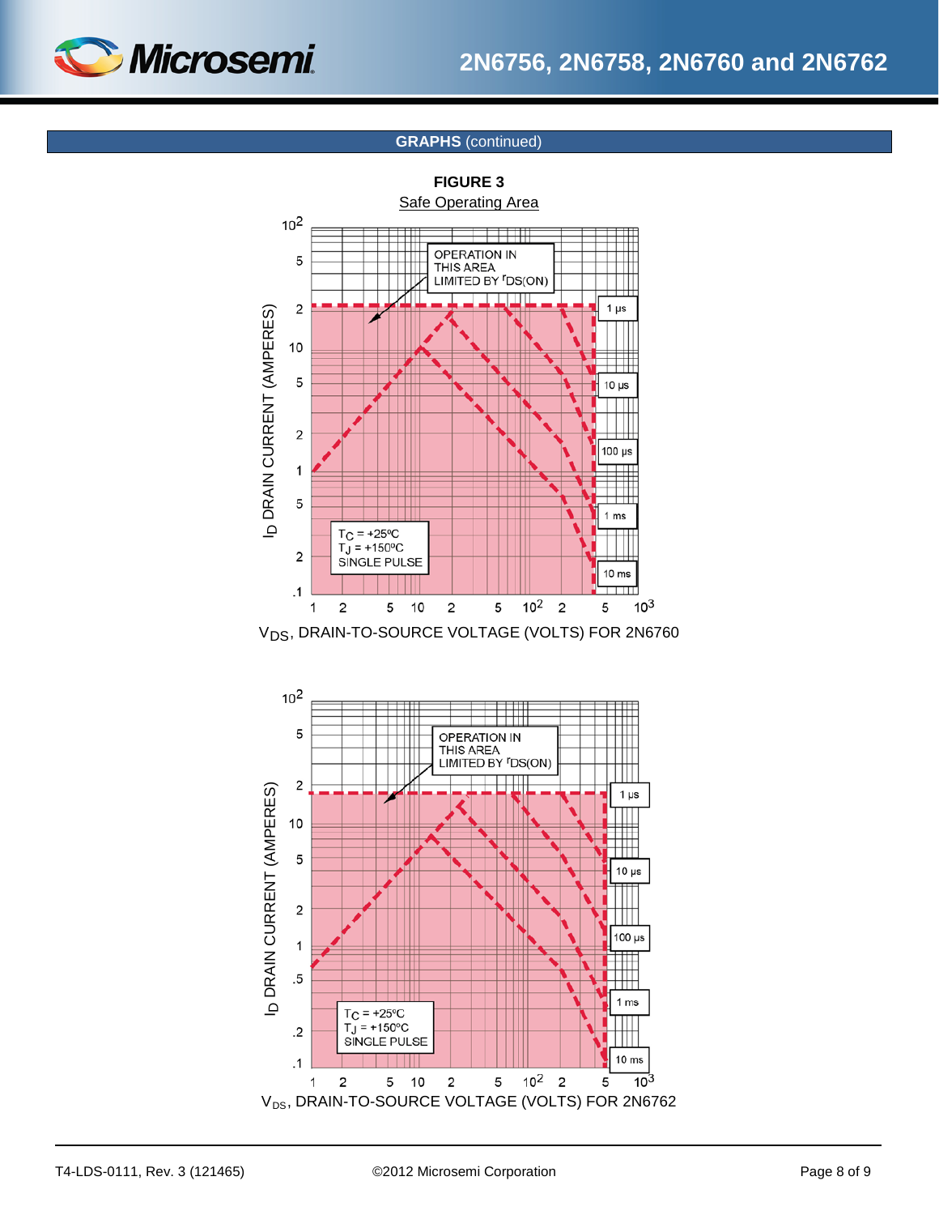## GRAPHS (continued)

**FIGURE 3**

Safe Operating Area

OPERATION IN THIS AREA LIMITED BY $r_{DS(ON)}$

1 µs

10 µs

100 µs

1 ms

10 ms

$T_C$ = +25ºC
$T_J$ = +150ºC
SINGLE PULSE

$I_D$ DRAIN CURRENT (AMPERES)

$V_{DS}$, DRAIN-TO-SOURCE VOLTAGE (VOLTS) FOR 2N6760

OPERATION IN THIS AREA LIMITED BY $r_{DS(ON)}$

1 µs

10 µs

100 µs

1 ms

10 ms

$T_C$ = +25ºC
$T_J$ = +150ºC
SINGLE PULSE

$I_D$ DRAIN CURRENT (AMPERES)

$V_{DS}$, DRAIN-TO-SOURCE VOLTAGE (VOLTS) FOR 2N6762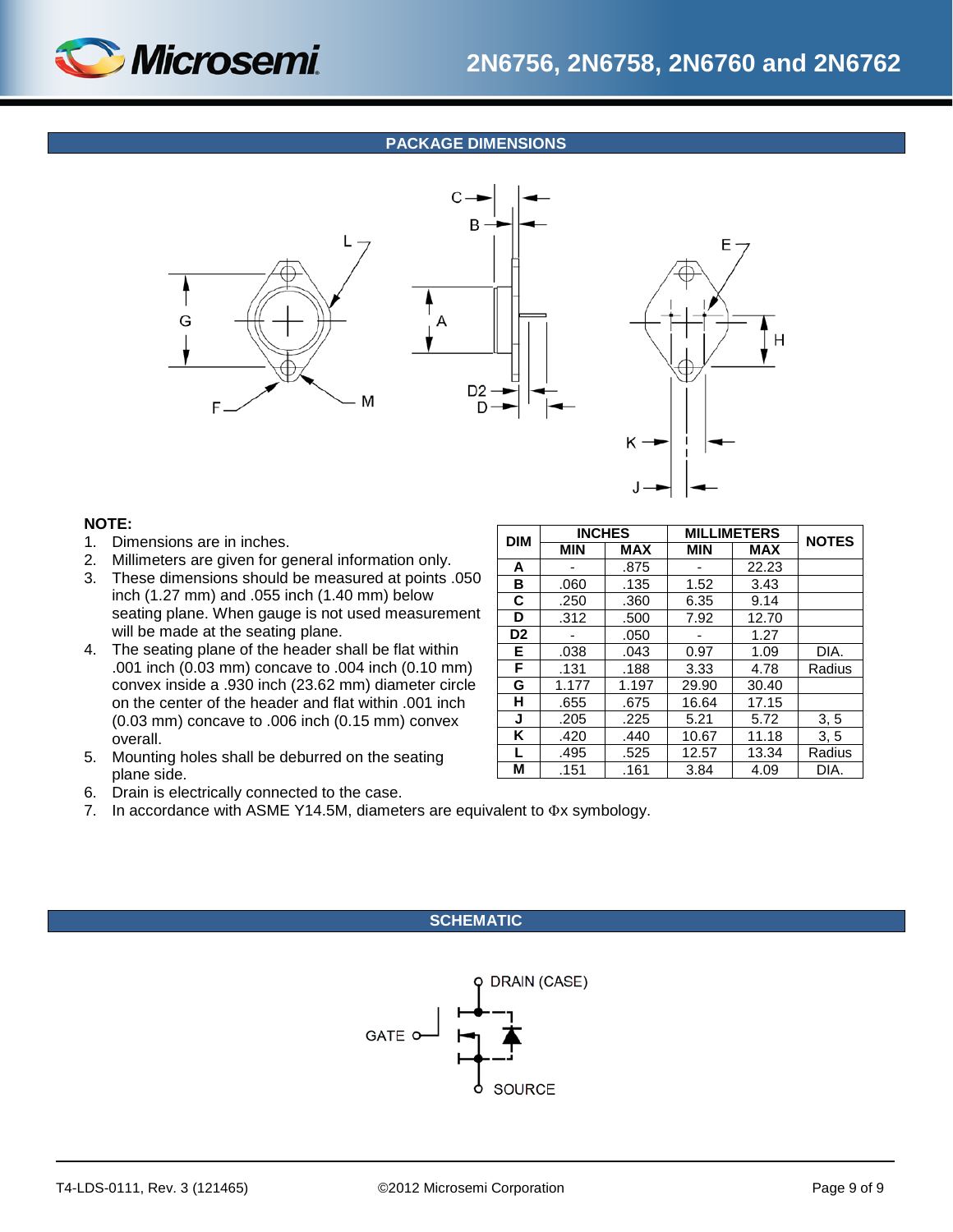## PACKAGE DIMENSIONS

**NOTE:**

1. Dimensions are in inches.
2. Millimeters are given for general information only.
3. These dimensions should be measured at points .050 inch (1.27 mm) and .055 inch (1.40 mm) below seating plane. When gauge is not used measurement will be made at the seating plane.
4. The seating plane of the header shall be flat within .001 inch (0.03 mm) concave to .004 inch (0.10 mm) convex inside a .930 inch (23.62 mm) diameter circle on the center of the header and flat within .001 inch (0.03 mm) concave to .006 inch (0.15 mm) convex overall.
5. Mounting holes shall be deburred on the seating plane side.
6. Drain is electrically connected to the case.
7. In accordance with ASME Y14.5M, diameters are equivalent to Φx symbology.

| DIM | INCHES | | MILLIMETERS | | NOTES |
|---|---|---|---|---|---|
| | MIN | MAX | MIN | MAX | |
| A | - | .875 | - | 22.23 | |
| B | .060 | .135 | 1.52 | 3.43 | |
| C | .250 | .360 | 6.35 | 9.14 | |
| D | .312 | .500 | 7.92 | 12.70 | |
| D2 | - | .050 | - | 1.27 | |
| E | .038 | .043 | 0.97 | 1.09 | DIA. |
| F | .131 | .188 | 3.33 | 4.78 | Radius |
| G | 1.177 | 1.197 | 29.90 | 30.40 | |
| H | .655 | .675 | 16.64 | 17.15 | |
| J | .205 | .225 | 5.21 | 5.72 | 3, 5 |
| K | .420 | .440 | 10.67 | 11.18 | 3, 5 |
| L | .495 | .525 | 12.57 | 13.34 | Radius |
| M | .151 | .161 | 3.84 | 4.09 | DIA. |

## SCHEMATIC

DRAIN (CASE)

GATE

SOURCE

T4-LDS-0111, Rev. 3 (121465) ©2012 Microsemi Corporation